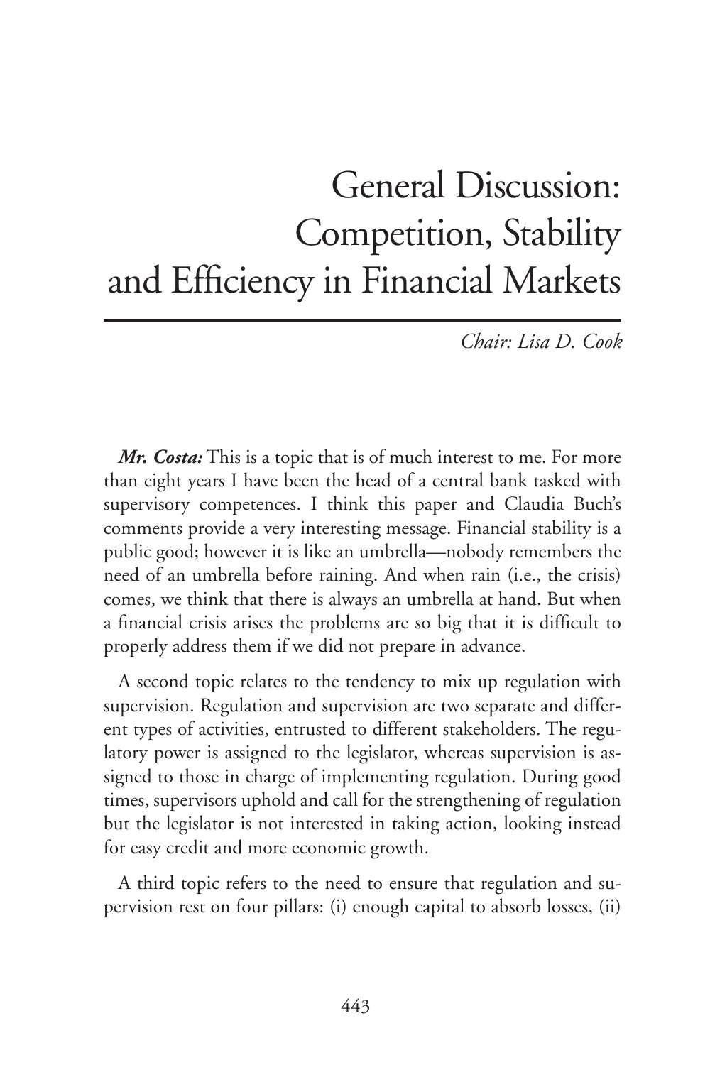# General Discussion: Competition, Stability and Efficiency in Financial Markets

*Chair: Lisa D. Cook*

***Mr. Costa:*** This is a topic that is of much interest to me. For more than eight years I have been the head of a central bank tasked with supervisory competences. I think this paper and Claudia Buch's comments provide a very interesting message. Financial stability is a public good; however it is like an umbrella—nobody remembers the need of an umbrella before raining. And when rain (i.e., the crisis) comes, we think that there is always an umbrella at hand. But when a financial crisis arises the problems are so big that it is difficult to properly address them if we did not prepare in advance.

A second topic relates to the tendency to mix up regulation with supervision. Regulation and supervision are two separate and different types of activities, entrusted to different stakeholders. The regulatory power is assigned to the legislator, whereas supervision is assigned to those in charge of implementing regulation. During good times, supervisors uphold and call for the strengthening of regulation but the legislator is not interested in taking action, looking instead for easy credit and more economic growth.

A third topic refers to the need to ensure that regulation and supervision rest on four pillars: (i) enough capital to absorb losses, (ii)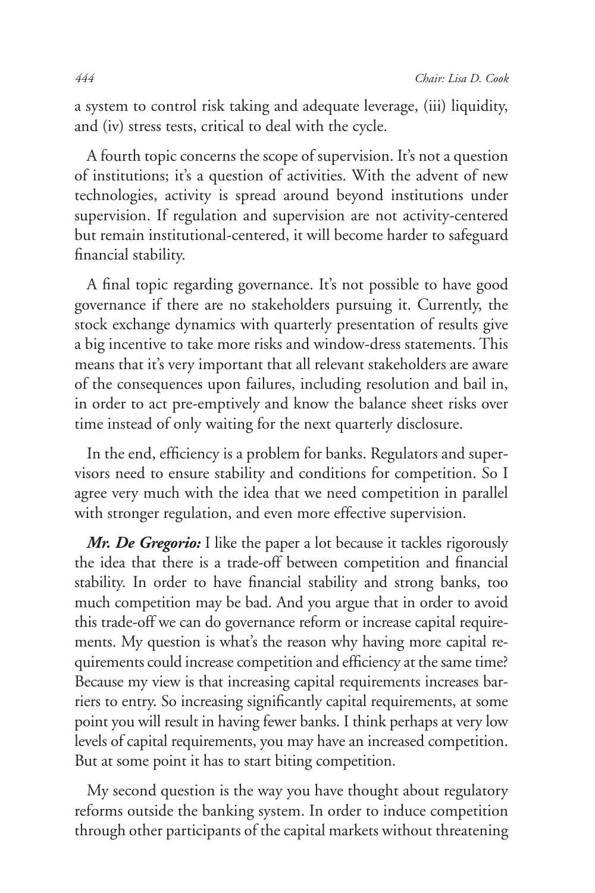a system to control risk taking and adequate leverage, (iii) liquidity, and (iv) stress tests, critical to deal with the cycle.

A fourth topic concerns the scope of supervision. It's not a question of institutions; it's a question of activities. With the advent of new technologies, activity is spread around beyond institutions under supervision. If regulation and supervision are not activity-centered but remain institutional-centered, it will become harder to safeguard financial stability.

A final topic regarding governance. It's not possible to have good governance if there are no stakeholders pursuing it. Currently, the stock exchange dynamics with quarterly presentation of results give a big incentive to take more risks and window-dress statements. This means that it's very important that all relevant stakeholders are aware of the consequences upon failures, including resolution and bail in, in order to act pre-emptively and know the balance sheet risks over time instead of only waiting for the next quarterly disclosure.

In the end, efficiency is a problem for banks. Regulators and supervisors need to ensure stability and conditions for competition. So I agree very much with the idea that we need competition in parallel with stronger regulation, and even more effective supervision.

***Mr. De Gregorio:*** I like the paper a lot because it tackles rigorously the idea that there is a trade-off between competition and financial stability. In order to have financial stability and strong banks, too much competition may be bad. And you argue that in order to avoid this trade-off we can do governance reform or increase capital requirements. My question is what's the reason why having more capital requirements could increase competition and efficiency at the same time? Because my view is that increasing capital requirements increases barriers to entry. So increasing significantly capital requirements, at some point you will result in having fewer banks. I think perhaps at very low levels of capital requirements, you may have an increased competition. But at some point it has to start biting competition.

My second question is the way you have thought about regulatory reforms outside the banking system. In order to induce competition through other participants of the capital markets without threatening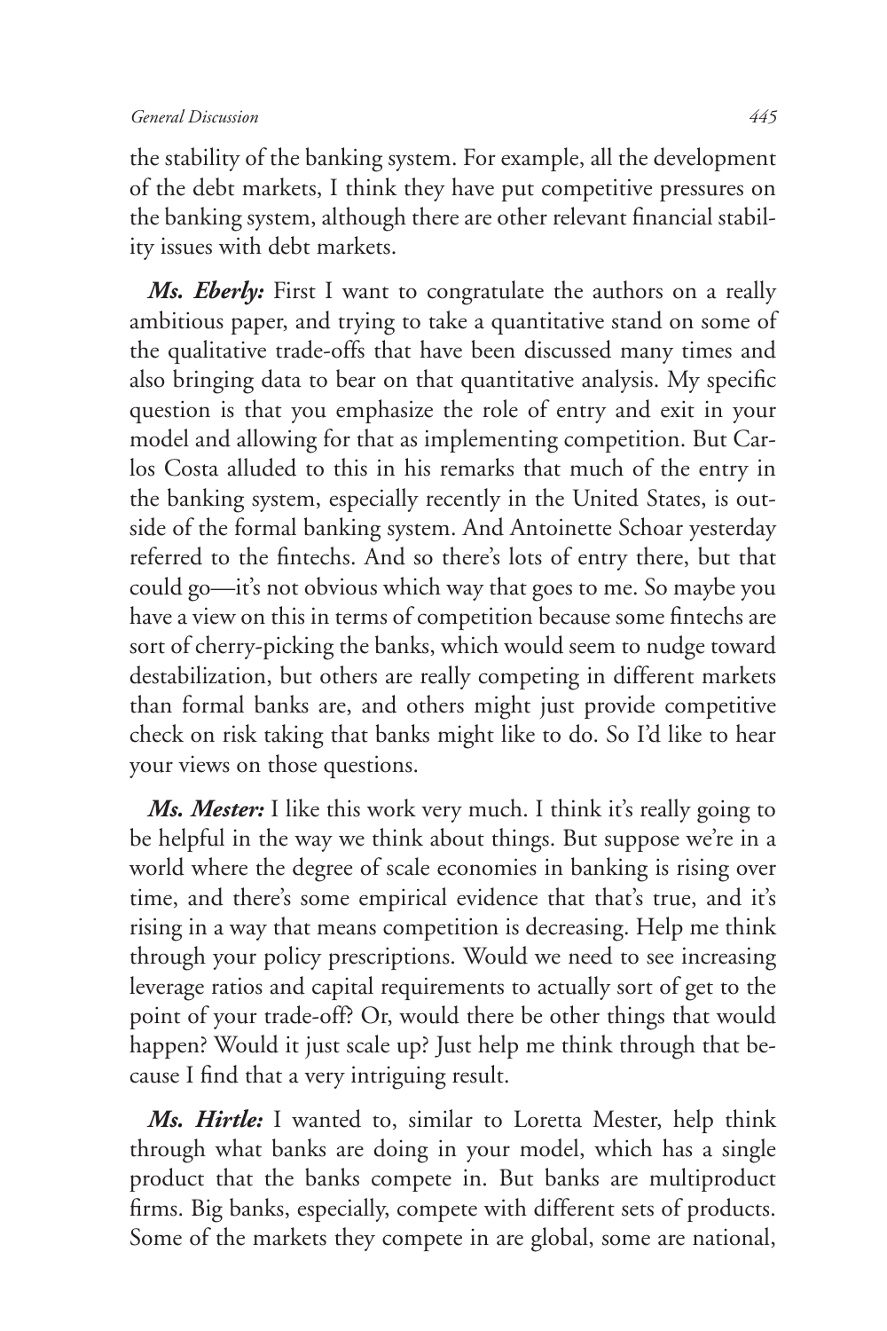the stability of the banking system. For example, all the development of the debt markets, I think they have put competitive pressures on the banking system, although there are other relevant financial stability issues with debt markets.

***Ms. Eberly:*** First I want to congratulate the authors on a really ambitious paper, and trying to take a quantitative stand on some of the qualitative trade-offs that have been discussed many times and also bringing data to bear on that quantitative analysis. My specific question is that you emphasize the role of entry and exit in your model and allowing for that as implementing competition. But Carlos Costa alluded to this in his remarks that much of the entry in the banking system, especially recently in the United States, is outside of the formal banking system. And Antoinette Schoar yesterday referred to the fintechs. And so there's lots of entry there, but that could go—it's not obvious which way that goes to me. So maybe you have a view on this in terms of competition because some fintechs are sort of cherry-picking the banks, which would seem to nudge toward destabilization, but others are really competing in different markets than formal banks are, and others might just provide competitive check on risk taking that banks might like to do. So I'd like to hear your views on those questions.

***Ms. Mester:*** I like this work very much. I think it's really going to be helpful in the way we think about things. But suppose we're in a world where the degree of scale economies in banking is rising over time, and there's some empirical evidence that that's true, and it's rising in a way that means competition is decreasing. Help me think through your policy prescriptions. Would we need to see increasing leverage ratios and capital requirements to actually sort of get to the point of your trade-off? Or, would there be other things that would happen? Would it just scale up? Just help me think through that because I find that a very intriguing result.

***Ms. Hirtle:*** I wanted to, similar to Loretta Mester, help think through what banks are doing in your model, which has a single product that the banks compete in. But banks are multiproduct firms. Big banks, especially, compete with different sets of products. Some of the markets they compete in are global, some are national,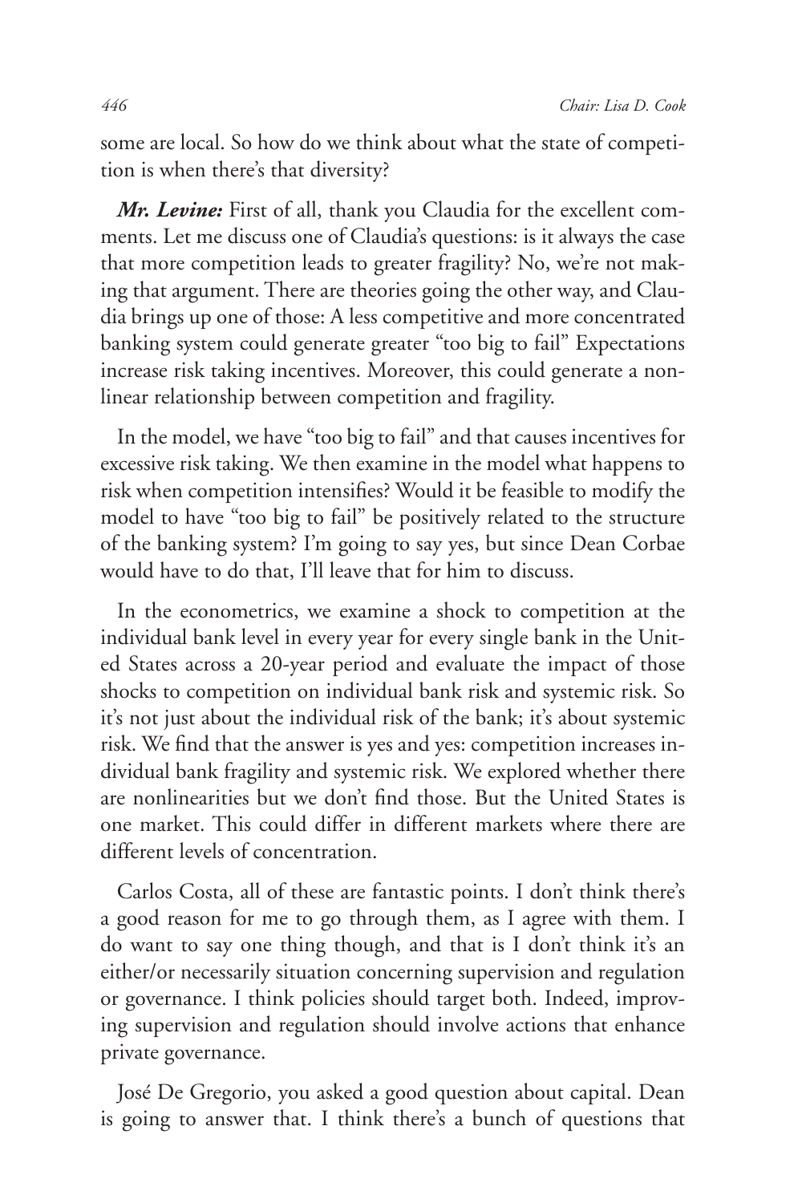some are local. So how do we think about what the state of competition is when there's that diversity?

***Mr. Levine:*** First of all, thank you Claudia for the excellent comments. Let me discuss one of Claudia's questions: is it always the case that more competition leads to greater fragility? No, we're not making that argument. There are theories going the other way, and Claudia brings up one of those: A less competitive and more concentrated banking system could generate greater "too big to fail" Expectations increase risk taking incentives. Moreover, this could generate a nonlinear relationship between competition and fragility.

In the model, we have "too big to fail" and that causes incentives for excessive risk taking. We then examine in the model what happens to risk when competition intensifies? Would it be feasible to modify the model to have "too big to fail" be positively related to the structure of the banking system? I'm going to say yes, but since Dean Corbae would have to do that, I'll leave that for him to discuss.

In the econometrics, we examine a shock to competition at the individual bank level in every year for every single bank in the United States across a 20-year period and evaluate the impact of those shocks to competition on individual bank risk and systemic risk. So it's not just about the individual risk of the bank; it's about systemic risk. We find that the answer is yes and yes: competition increases individual bank fragility and systemic risk. We explored whether there are nonlinearities but we don't find those. But the United States is one market. This could differ in different markets where there are different levels of concentration.

Carlos Costa, all of these are fantastic points. I don't think there's a good reason for me to go through them, as I agree with them. I do want to say one thing though, and that is I don't think it's an either/or necessarily situation concerning supervision and regulation or governance. I think policies should target both. Indeed, improving supervision and regulation should involve actions that enhance private governance.

José De Gregorio, you asked a good question about capital. Dean is going to answer that. I think there's a bunch of questions that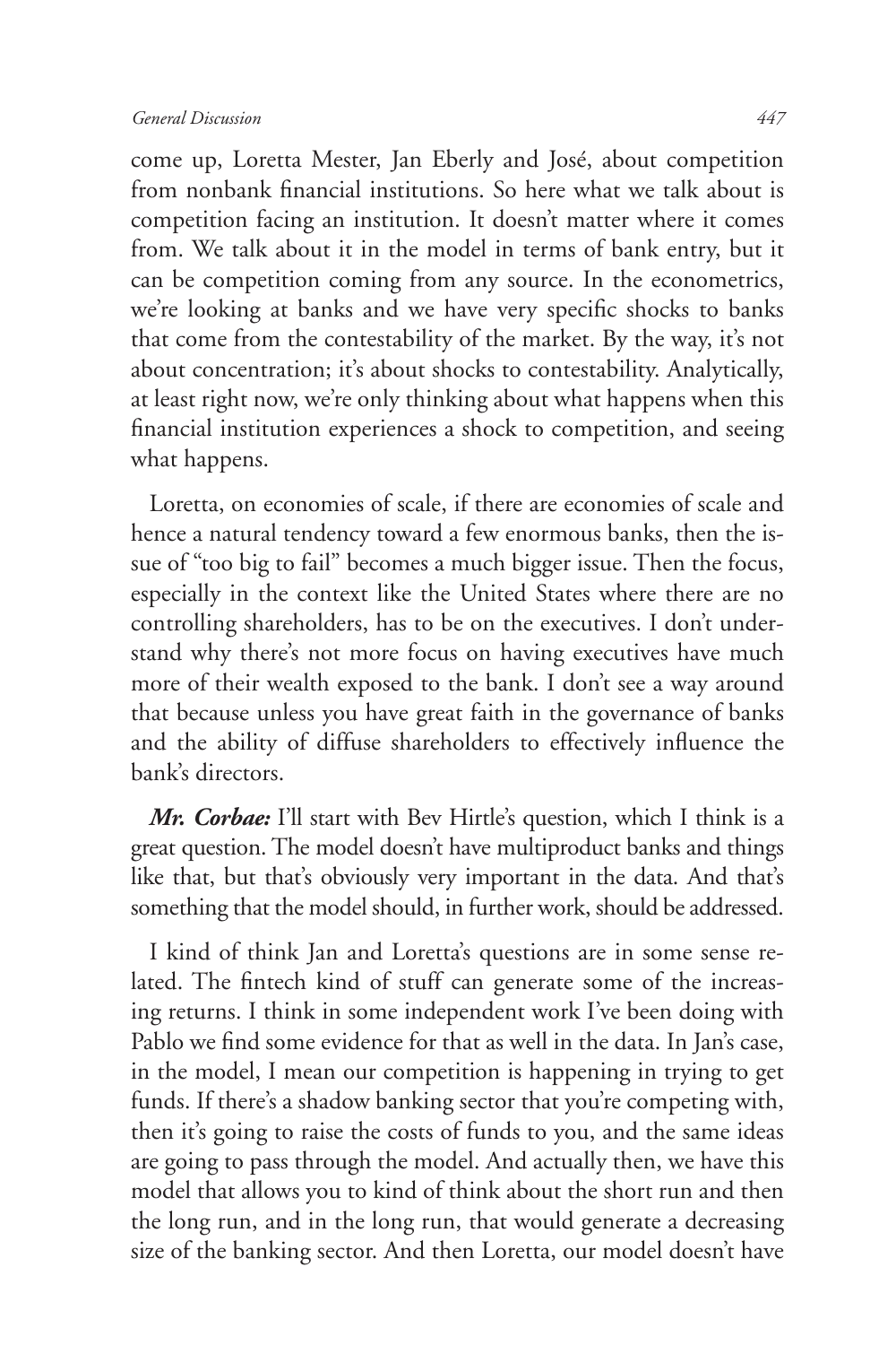come up, Loretta Mester, Jan Eberly and José, about competition from nonbank financial institutions. So here what we talk about is competition facing an institution. It doesn't matter where it comes from. We talk about it in the model in terms of bank entry, but it can be competition coming from any source. In the econometrics, we're looking at banks and we have very specific shocks to banks that come from the contestability of the market. By the way, it's not about concentration; it's about shocks to contestability. Analytically, at least right now, we're only thinking about what happens when this financial institution experiences a shock to competition, and seeing what happens.

Loretta, on economies of scale, if there are economies of scale and hence a natural tendency toward a few enormous banks, then the issue of "too big to fail" becomes a much bigger issue. Then the focus, especially in the context like the United States where there are no controlling shareholders, has to be on the executives. I don't understand why there's not more focus on having executives have much more of their wealth exposed to the bank. I don't see a way around that because unless you have great faith in the governance of banks and the ability of diffuse shareholders to effectively influence the bank's directors.

***Mr. Corbae:*** I'll start with Bev Hirtle's question, which I think is a great question. The model doesn't have multiproduct banks and things like that, but that's obviously very important in the data. And that's something that the model should, in further work, should be addressed.

I kind of think Jan and Loretta's questions are in some sense related. The fintech kind of stuff can generate some of the increasing returns. I think in some independent work I've been doing with Pablo we find some evidence for that as well in the data. In Jan's case, in the model, I mean our competition is happening in trying to get funds. If there's a shadow banking sector that you're competing with, then it's going to raise the costs of funds to you, and the same ideas are going to pass through the model. And actually then, we have this model that allows you to kind of think about the short run and then the long run, and in the long run, that would generate a decreasing size of the banking sector. And then Loretta, our model doesn't have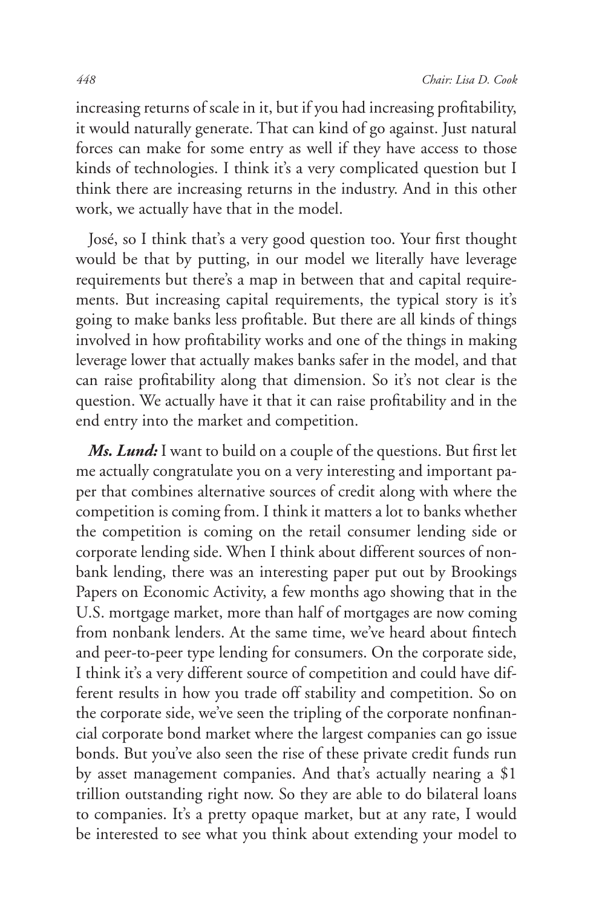increasing returns of scale in it, but if you had increasing profitability, it would naturally generate. That can kind of go against. Just natural forces can make for some entry as well if they have access to those kinds of technologies. I think it's a very complicated question but I think there are increasing returns in the industry. And in this other work, we actually have that in the model.

José, so I think that's a very good question too. Your first thought would be that by putting, in our model we literally have leverage requirements but there's a map in between that and capital requirements. But increasing capital requirements, the typical story is it's going to make banks less profitable. But there are all kinds of things involved in how profitability works and one of the things in making leverage lower that actually makes banks safer in the model, and that can raise profitability along that dimension. So it's not clear is the question. We actually have it that it can raise profitability and in the end entry into the market and competition.

***Ms. Lund:*** I want to build on a couple of the questions. But first let me actually congratulate you on a very interesting and important paper that combines alternative sources of credit along with where the competition is coming from. I think it matters a lot to banks whether the competition is coming on the retail consumer lending side or corporate lending side. When I think about different sources of nonbank lending, there was an interesting paper put out by Brookings Papers on Economic Activity, a few months ago showing that in the U.S. mortgage market, more than half of mortgages are now coming from nonbank lenders. At the same time, we've heard about fintech and peer-to-peer type lending for consumers. On the corporate side, I think it's a very different source of competition and could have different results in how you trade off stability and competition. So on the corporate side, we've seen the tripling of the corporate nonfinancial corporate bond market where the largest companies can go issue bonds. But you've also seen the rise of these private credit funds run by asset management companies. And that's actually nearing a $1 trillion outstanding right now. So they are able to do bilateral loans to companies. It's a pretty opaque market, but at any rate, I would be interested to see what you think about extending your model to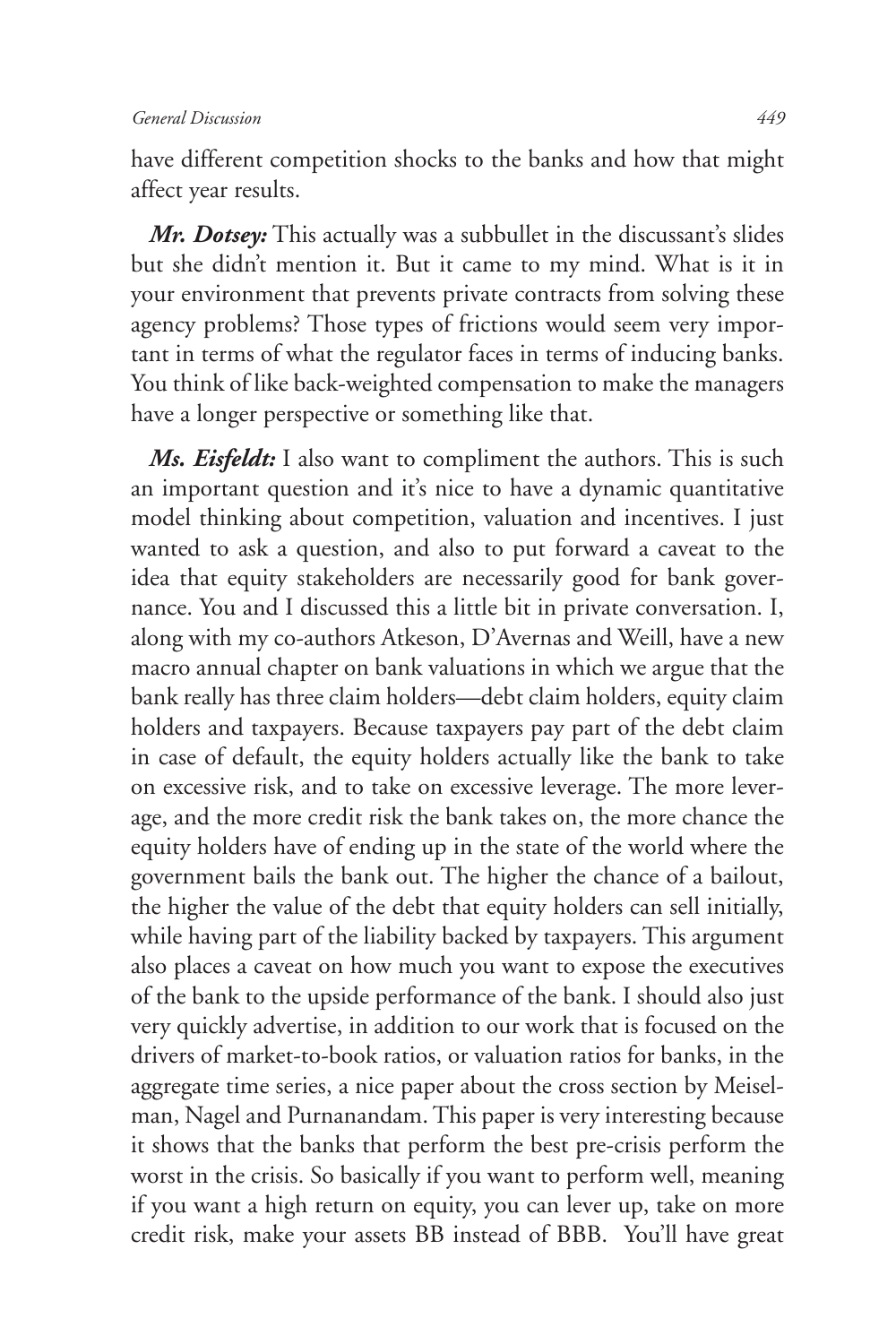have different competition shocks to the banks and how that might affect year results.

***Mr. Dotsey:*** This actually was a subbullet in the discussant's slides but she didn't mention it. But it came to my mind. What is it in your environment that prevents private contracts from solving these agency problems? Those types of frictions would seem very important in terms of what the regulator faces in terms of inducing banks. You think of like back-weighted compensation to make the managers have a longer perspective or something like that.

***Ms. Eisfeldt:*** I also want to compliment the authors. This is such an important question and it's nice to have a dynamic quantitative model thinking about competition, valuation and incentives. I just wanted to ask a question, and also to put forward a caveat to the idea that equity stakeholders are necessarily good for bank governance. You and I discussed this a little bit in private conversation. I, along with my co-authors Atkeson, D'Avernas and Weill, have a new macro annual chapter on bank valuations in which we argue that the bank really has three claim holders—debt claim holders, equity claim holders and taxpayers. Because taxpayers pay part of the debt claim in case of default, the equity holders actually like the bank to take on excessive risk, and to take on excessive leverage. The more leverage, and the more credit risk the bank takes on, the more chance the equity holders have of ending up in the state of the world where the government bails the bank out. The higher the chance of a bailout, the higher the value of the debt that equity holders can sell initially, while having part of the liability backed by taxpayers. This argument also places a caveat on how much you want to expose the executives of the bank to the upside performance of the bank. I should also just very quickly advertise, in addition to our work that is focused on the drivers of market-to-book ratios, or valuation ratios for banks, in the aggregate time series, a nice paper about the cross section by Meiselman, Nagel and Purnanandam. This paper is very interesting because it shows that the banks that perform the best pre-crisis perform the worst in the crisis. So basically if you want to perform well, meaning if you want a high return on equity, you can lever up, take on more credit risk, make your assets BB instead of BBB. You'll have great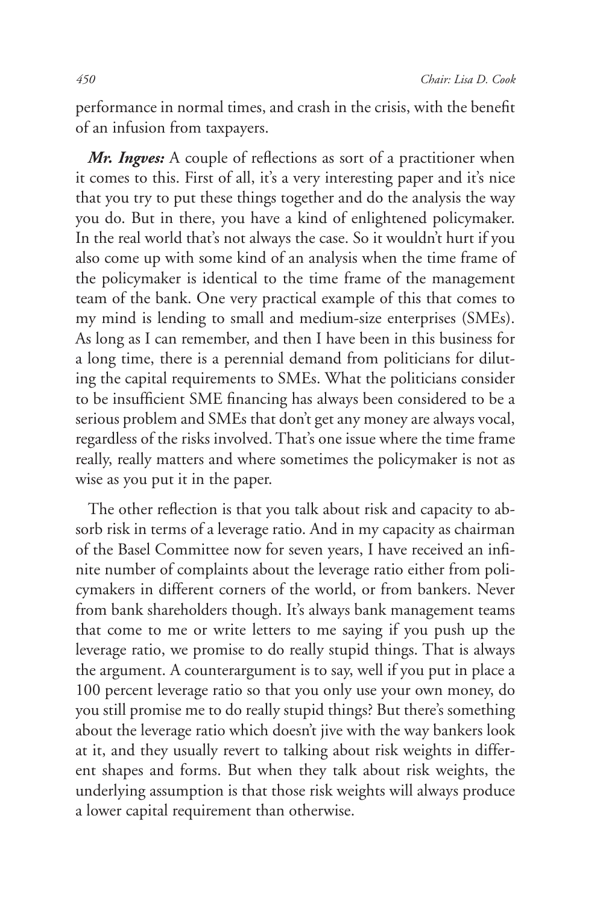performance in normal times, and crash in the crisis, with the benefit of an infusion from taxpayers.

***Mr. Ingves:*** A couple of reflections as sort of a practitioner when it comes to this. First of all, it's a very interesting paper and it's nice that you try to put these things together and do the analysis the way you do. But in there, you have a kind of enlightened policymaker. In the real world that's not always the case. So it wouldn't hurt if you also come up with some kind of an analysis when the time frame of the policymaker is identical to the time frame of the management team of the bank. One very practical example of this that comes to my mind is lending to small and medium-size enterprises (SMEs). As long as I can remember, and then I have been in this business for a long time, there is a perennial demand from politicians for diluting the capital requirements to SMEs. What the politicians consider to be insufficient SME financing has always been considered to be a serious problem and SMEs that don't get any money are always vocal, regardless of the risks involved. That's one issue where the time frame really, really matters and where sometimes the policymaker is not as wise as you put it in the paper.

The other reflection is that you talk about risk and capacity to absorb risk in terms of a leverage ratio. And in my capacity as chairman of the Basel Committee now for seven years, I have received an infinite number of complaints about the leverage ratio either from policymakers in different corners of the world, or from bankers. Never from bank shareholders though. It's always bank management teams that come to me or write letters to me saying if you push up the leverage ratio, we promise to do really stupid things. That is always the argument. A counterargument is to say, well if you put in place a 100 percent leverage ratio so that you only use your own money, do you still promise me to do really stupid things? But there's something about the leverage ratio which doesn't jive with the way bankers look at it, and they usually revert to talking about risk weights in different shapes and forms. But when they talk about risk weights, the underlying assumption is that those risk weights will always produce a lower capital requirement than otherwise.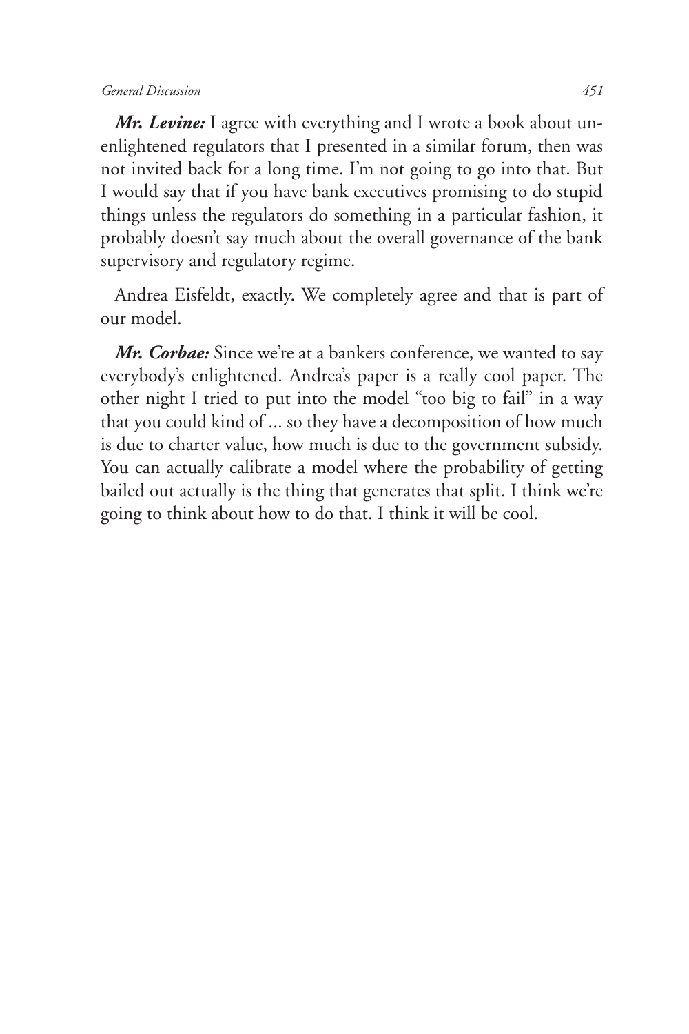***Mr. Levine:*** I agree with everything and I wrote a book about unenlightened regulators that I presented in a similar forum, then was not invited back for a long time. I'm not going to go into that. But I would say that if you have bank executives promising to do stupid things unless the regulators do something in a particular fashion, it probably doesn't say much about the overall governance of the bank supervisory and regulatory regime.

Andrea Eisfeldt, exactly. We completely agree and that is part of our model.

***Mr. Corbae:*** Since we're at a bankers conference, we wanted to say everybody's enlightened. Andrea's paper is a really cool paper. The other night I tried to put into the model "too big to fail" in a way that you could kind of ... so they have a decomposition of how much is due to charter value, how much is due to the government subsidy. You can actually calibrate a model where the probability of getting bailed out actually is the thing that generates that split. I think we're going to think about how to do that. I think it will be cool.